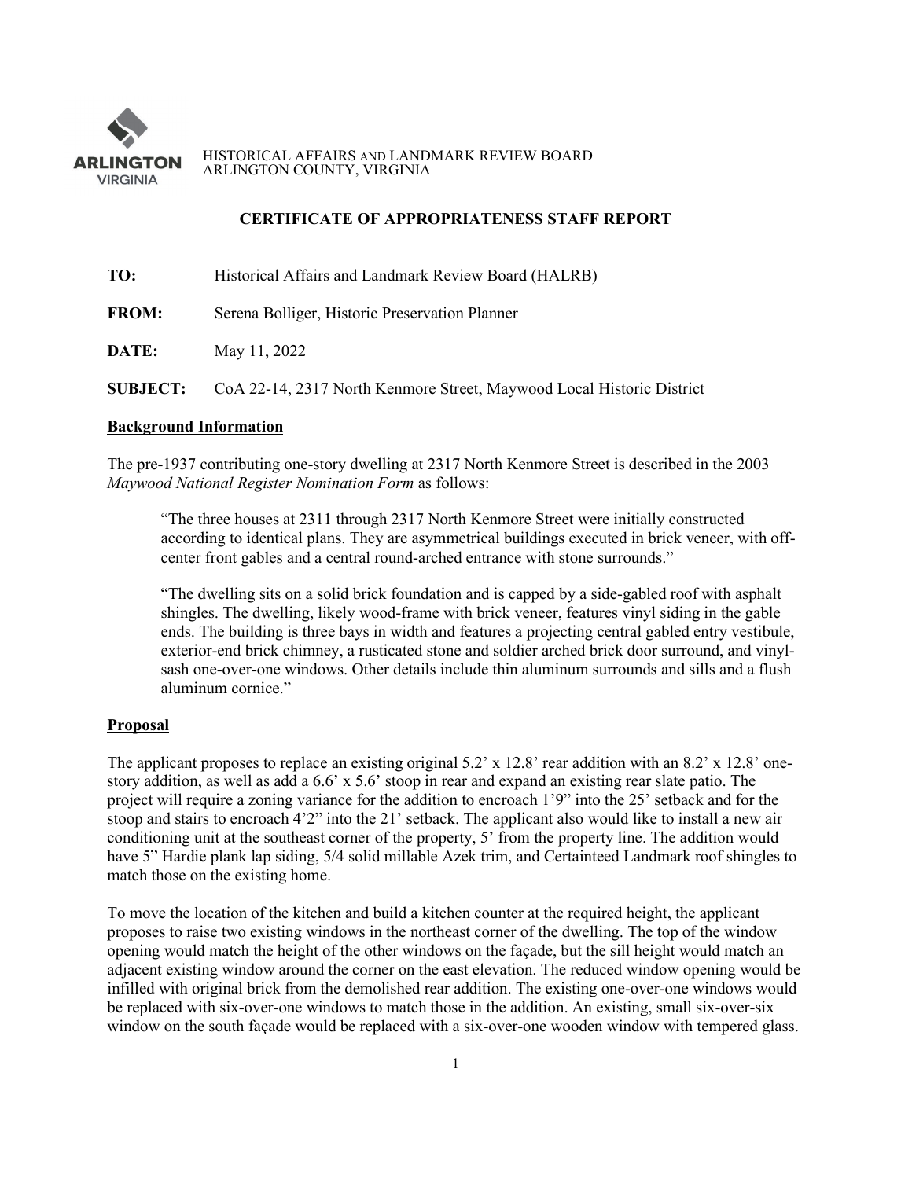HISTORICAL AFFAIRS AND LANDMARK REVIEW BOARD
ARLINGTON COUNTY, VIRGINIA

# CERTIFICATE OF APPROPRIATENESS STAFF REPORT

**TO:** Historical Affairs and Landmark Review Board (HALRB)

**FROM:** Serena Bolliger, Historic Preservation Planner

**DATE:** May 11, 2022

**SUBJECT:** CoA 22-14, 2317 North Kenmore Street, Maywood Local Historic District

## Background Information

The pre-1937 contributing one-story dwelling at 2317 North Kenmore Street is described in the 2003 *Maywood National Register Nomination Form* as follows:

> "The three houses at 2311 through 2317 North Kenmore Street were initially constructed according to identical plans. They are asymmetrical buildings executed in brick veneer, with off-center front gables and a central round-arched entrance with stone surrounds."
>
> "The dwelling sits on a solid brick foundation and is capped by a side-gabled roof with asphalt shingles. The dwelling, likely wood-frame with brick veneer, features vinyl siding in the gable ends. The building is three bays in width and features a projecting central gabled entry vestibule, exterior-end brick chimney, a rusticated stone and soldier arched brick door surround, and vinyl-sash one-over-one windows. Other details include thin aluminum surrounds and sills and a flush aluminum cornice."

## Proposal

The applicant proposes to replace an existing original 5.2' x 12.8' rear addition with an 8.2' x 12.8' one-story addition, as well as add a 6.6' x 5.6' stoop in rear and expand an existing rear slate patio. The project will require a zoning variance for the addition to encroach 1'9" into the 25' setback and for the stoop and stairs to encroach 4'2" into the 21' setback. The applicant also would like to install a new air conditioning unit at the southeast corner of the property, 5' from the property line. The addition would have 5" Hardie plank lap siding, 5/4 solid millable Azek trim, and Certainteed Landmark roof shingles to match those on the existing home.

To move the location of the kitchen and build a kitchen counter at the required height, the applicant proposes to raise two existing windows in the northeast corner of the dwelling. The top of the window opening would match the height of the other windows on the façade, but the sill height would match an adjacent existing window around the corner on the east elevation. The reduced window opening would be infilled with original brick from the demolished rear addition. The existing one-over-one windows would be replaced with six-over-one windows to match those in the addition. An existing, small six-over-six window on the south façade would be replaced with a six-over-one wooden window with tempered glass.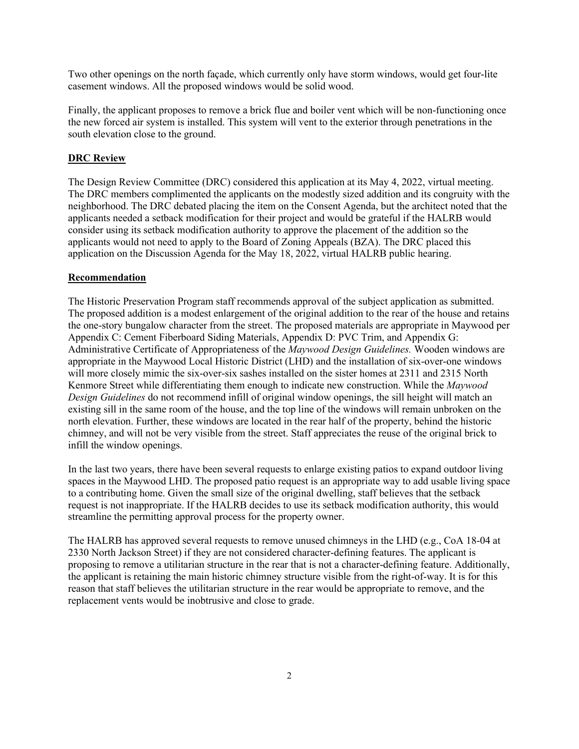Two other openings on the north façade, which currently only have storm windows, would get four-lite casement windows. All the proposed windows would be solid wood.

Finally, the applicant proposes to remove a brick flue and boiler vent which will be non-functioning once the new forced air system is installed. This system will vent to the exterior through penetrations in the south elevation close to the ground.

## **DRC Review**

The Design Review Committee (DRC) considered this application at its May 4, 2022, virtual meeting. The DRC members complimented the applicants on the modestly sized addition and its congruity with the neighborhood. The DRC debated placing the item on the Consent Agenda, but the architect noted that the applicants needed a setback modification for their project and would be grateful if the HALRB would consider using its setback modification authority to approve the placement of the addition so the applicants would not need to apply to the Board of Zoning Appeals (BZA). The DRC placed this application on the Discussion Agenda for the May 18, 2022, virtual HALRB public hearing.

## **Recommendation**

The Historic Preservation Program staff recommends approval of the subject application as submitted. The proposed addition is a modest enlargement of the original addition to the rear of the house and retains the one-story bungalow character from the street. The proposed materials are appropriate in Maywood per Appendix C: Cement Fiberboard Siding Materials, Appendix D: PVC Trim, and Appendix G: Administrative Certificate of Appropriateness of the *Maywood Design Guidelines.* Wooden windows are appropriate in the Maywood Local Historic District (LHD) and the installation of six-over-one windows will more closely mimic the six-over-six sashes installed on the sister homes at 2311 and 2315 North Kenmore Street while differentiating them enough to indicate new construction. While the *Maywood Design Guidelines* do not recommend infill of original window openings, the sill height will match an existing sill in the same room of the house, and the top line of the windows will remain unbroken on the north elevation. Further, these windows are located in the rear half of the property, behind the historic chimney, and will not be very visible from the street. Staff appreciates the reuse of the original brick to infill the window openings.

In the last two years, there have been several requests to enlarge existing patios to expand outdoor living spaces in the Maywood LHD. The proposed patio request is an appropriate way to add usable living space to a contributing home. Given the small size of the original dwelling, staff believes that the setback request is not inappropriate. If the HALRB decides to use its setback modification authority, this would streamline the permitting approval process for the property owner.

The HALRB has approved several requests to remove unused chimneys in the LHD (e.g., CoA 18-04 at 2330 North Jackson Street) if they are not considered character-defining features. The applicant is proposing to remove a utilitarian structure in the rear that is not a character-defining feature. Additionally, the applicant is retaining the main historic chimney structure visible from the right-of-way. It is for this reason that staff believes the utilitarian structure in the rear would be appropriate to remove, and the replacement vents would be inobtrusive and close to grade.